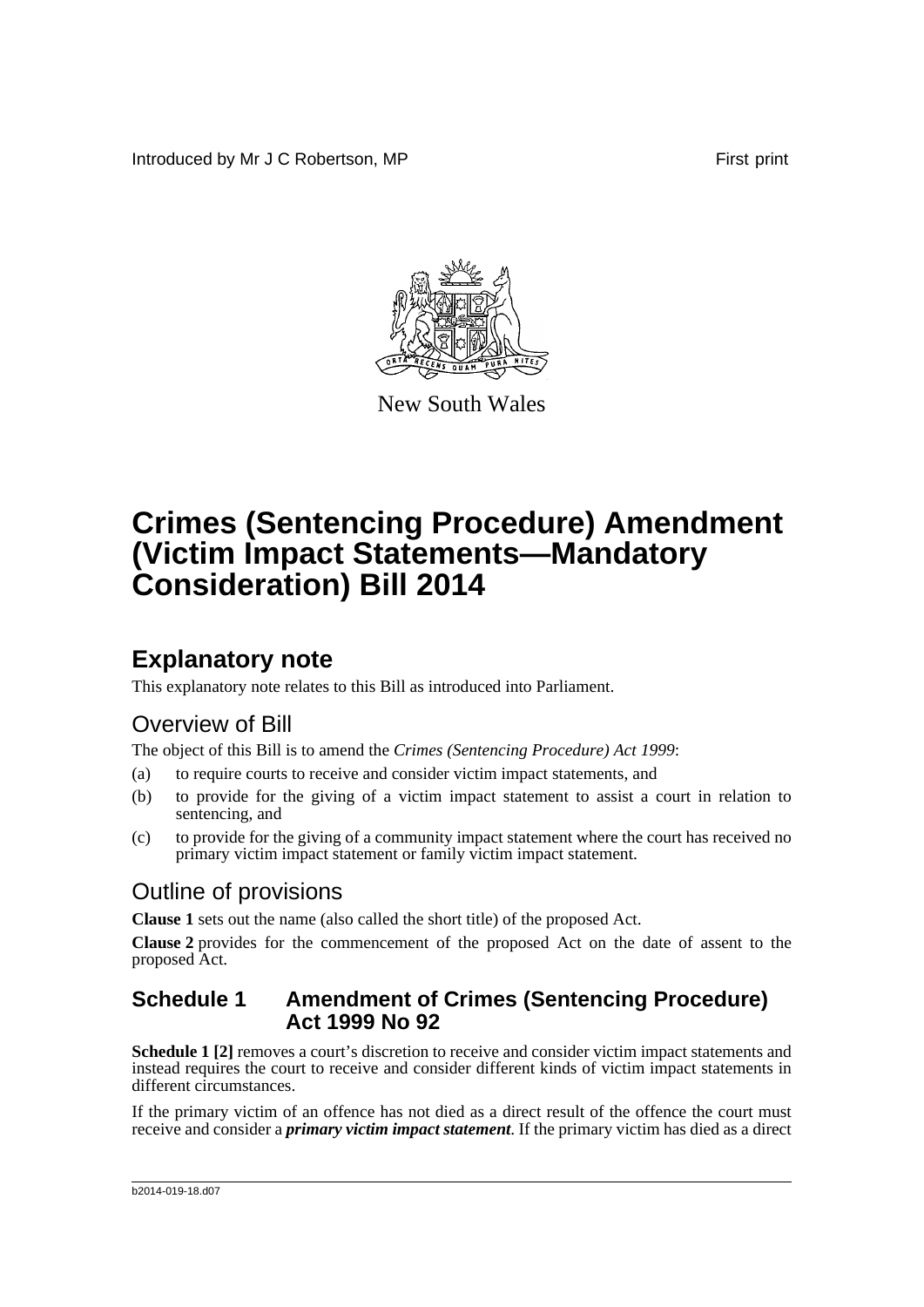Introduced by Mr J C Robertson, MP

First print

New South Wales

# Crimes (Sentencing Procedure) Amendment (Victim Impact Statements—Mandatory Consideration) Bill 2014

## Explanatory note

This explanatory note relates to this Bill as introduced into Parliament.

### Overview of Bill

The object of this Bill is to amend the *Crimes (Sentencing Procedure) Act 1999*:

(a) to require courts to receive and consider victim impact statements, and

(b) to provide for the giving of a victim impact statement to assist a court in relation to sentencing, and

(c) to provide for the giving of a community impact statement where the court has received no primary victim impact statement or family victim impact statement.

### Outline of provisions

**Clause 1** sets out the name (also called the short title) of the proposed Act.

**Clause 2** provides for the commencement of the proposed Act on the date of assent to the proposed Act.

## Schedule 1 Amendment of Crimes (Sentencing Procedure) Act 1999 No 92

**Schedule 1 [2]** removes a court's discretion to receive and consider victim impact statements and instead requires the court to receive and consider different kinds of victim impact statements in different circumstances.

If the primary victim of an offence has not died as a direct result of the offence the court must receive and consider a ***primary victim impact statement***. If the primary victim has died as a direct

b2014-019-18.d07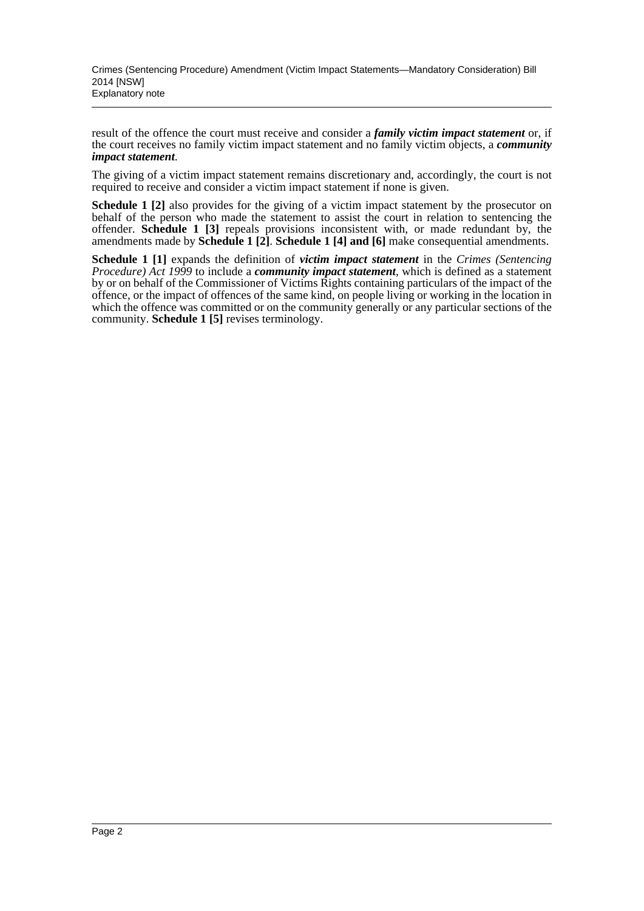result of the offence the court must receive and consider a ***family victim impact statement*** or, if the court receives no family victim impact statement and no family victim objects, a ***community impact statement***.

The giving of a victim impact statement remains discretionary and, accordingly, the court is not required to receive and consider a victim impact statement if none is given.

**Schedule 1 [2]** also provides for the giving of a victim impact statement by the prosecutor on behalf of the person who made the statement to assist the court in relation to sentencing the offender. **Schedule 1 [3]** repeals provisions inconsistent with, or made redundant by, the amendments made by **Schedule 1 [2]**. **Schedule 1 [4] and [6]** make consequential amendments.

**Schedule 1 [1]** expands the definition of ***victim impact statement*** in the *Crimes (Sentencing Procedure) Act 1999* to include a ***community impact statement***, which is defined as a statement by or on behalf of the Commissioner of Victims Rights containing particulars of the impact of the offence, or the impact of offences of the same kind, on people living or working in the location in which the offence was committed or on the community generally or any particular sections of the community. **Schedule 1 [5]** revises terminology.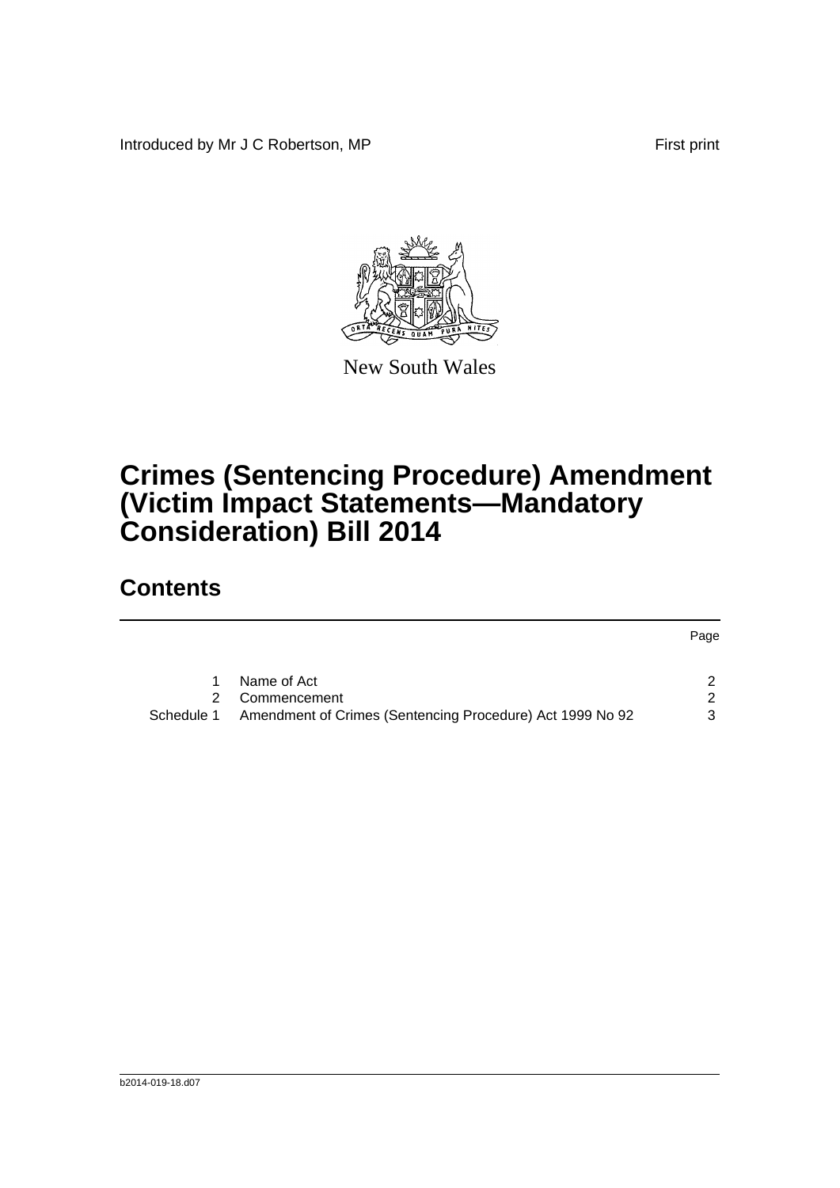Introduced by Mr J C Robertson, MP

First print

New South Wales

# Crimes (Sentencing Procedure) Amendment (Victim Impact Statements—Mandatory Consideration) Bill 2014

## Contents

| | | Page |
|---|---|---|
| 1 | Name of Act | 2 |
| 2 | Commencement | 2 |
| Schedule 1 | Amendment of Crimes (Sentencing Procedure) Act 1999 No 92 | 3 |

b2014-019-18.d07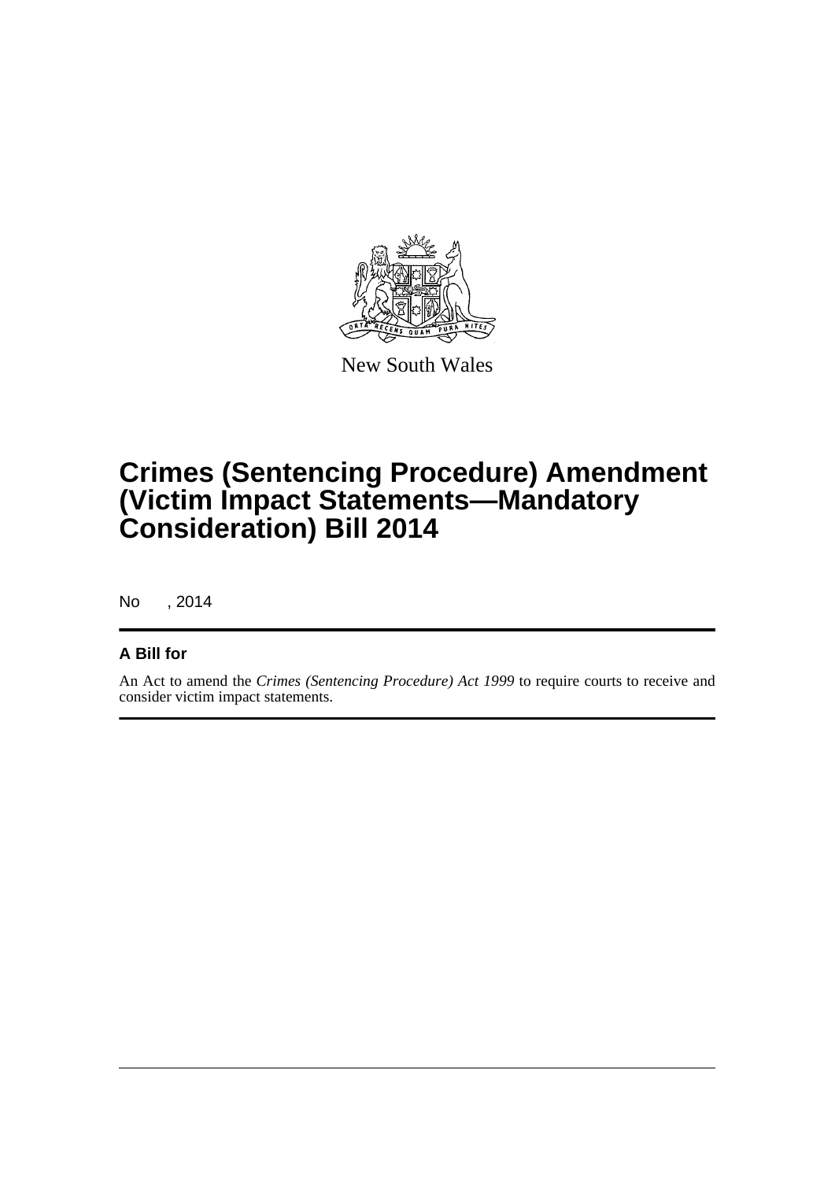New South Wales

# Crimes (Sentencing Procedure) Amendment (Victim Impact Statements—Mandatory Consideration) Bill 2014

No , 2014

## A Bill for

An Act to amend the *Crimes (Sentencing Procedure) Act 1999* to require courts to receive and consider victim impact statements.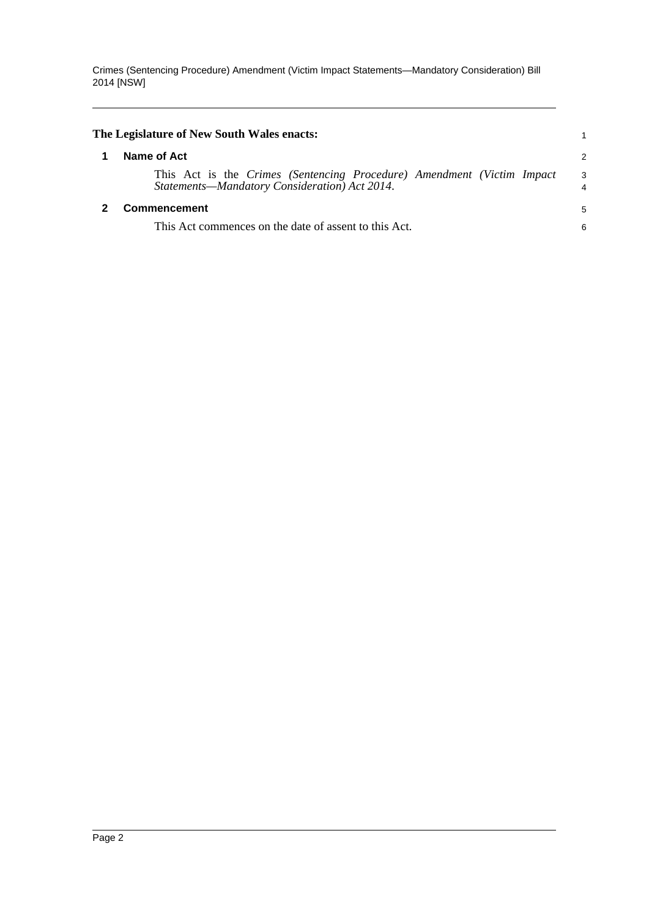**The Legislature of New South Wales enacts:**

## 1 Name of Act

This Act is the *Crimes (Sentencing Procedure) Amendment (Victim Impact Statements—Mandatory Consideration) Act 2014*.

## 2 Commencement

This Act commences on the date of assent to this Act.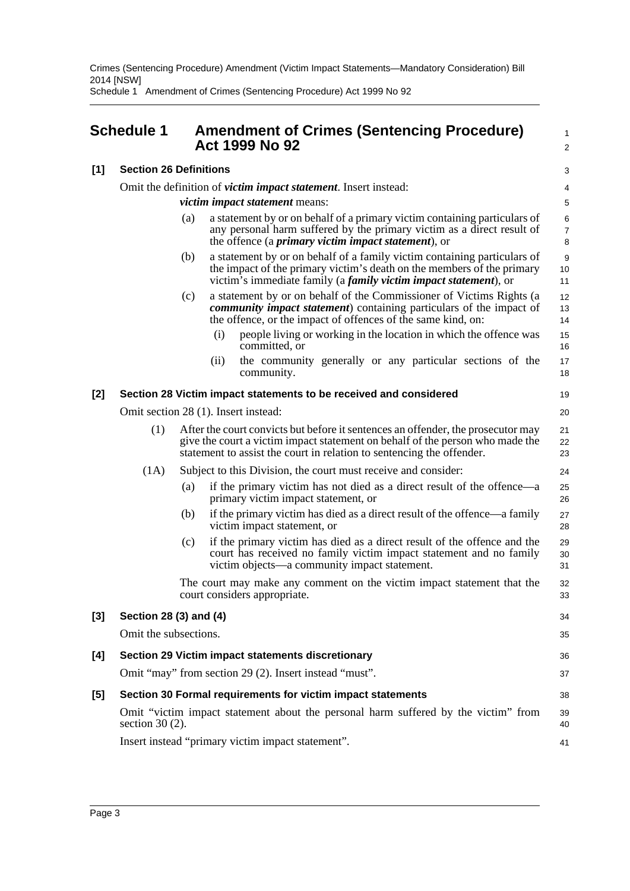# Schedule 1 Amendment of Crimes (Sentencing Procedure) Act 1999 No 92

## [1] Section 26 Definitions

Omit the definition of ***victim impact statement***. Insert instead:

***victim impact statement*** means:

(a) a statement by or on behalf of a primary victim containing particulars of any personal harm suffered by the primary victim as a direct result of the offence (a ***primary victim impact statement***), or

(b) a statement by or on behalf of a family victim containing particulars of the impact of the primary victim's death on the members of the primary victim's immediate family (a ***family victim impact statement***), or

(c) a statement by or on behalf of the Commissioner of Victims Rights (a ***community impact statement***) containing particulars of the impact of the offence, or the impact of offences of the same kind, on:

- (i) people living or working in the location in which the offence was committed, or
- (ii) the community generally or any particular sections of the community.

## [2] Section 28 Victim impact statements to be received and considered

Omit section 28 (1). Insert instead:

(1) After the court convicts but before it sentences an offender, the prosecutor may give the court a victim impact statement on behalf of the person who made the statement to assist the court in relation to sentencing the offender.

(1A) Subject to this Division, the court must receive and consider:

(a) if the primary victim has not died as a direct result of the offence—a primary victim impact statement, or

(b) if the primary victim has died as a direct result of the offence—a family victim impact statement, or

(c) if the primary victim has died as a direct result of the offence and the court has received no family victim impact statement and no family victim objects—a community impact statement.

The court may make any comment on the victim impact statement that the court considers appropriate.

## [3] Section 28 (3) and (4)

Omit the subsections.

## [4] Section 29 Victim impact statements discretionary

Omit "may" from section 29 (2). Insert instead "must".

## [5] Section 30 Formal requirements for victim impact statements

Omit "victim impact statement about the personal harm suffered by the victim" from section 30 (2).

Insert instead "primary victim impact statement".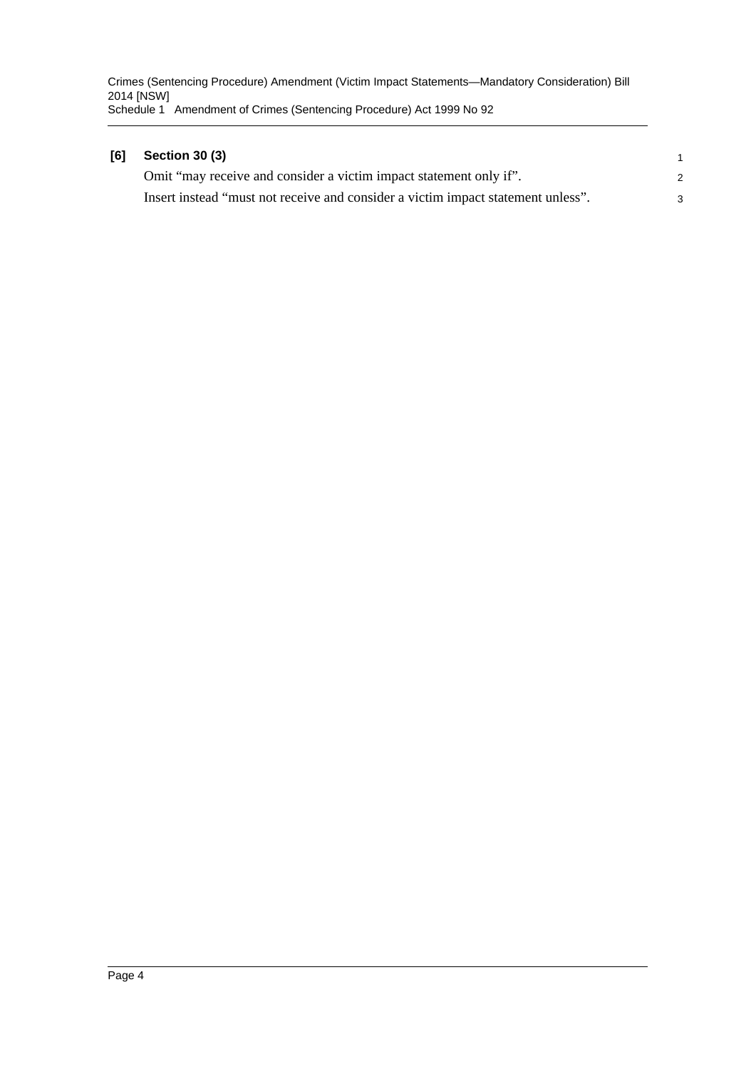**[6] Section 30 (3)**

Omit "may receive and consider a victim impact statement only if".

Insert instead "must not receive and consider a victim impact statement unless".